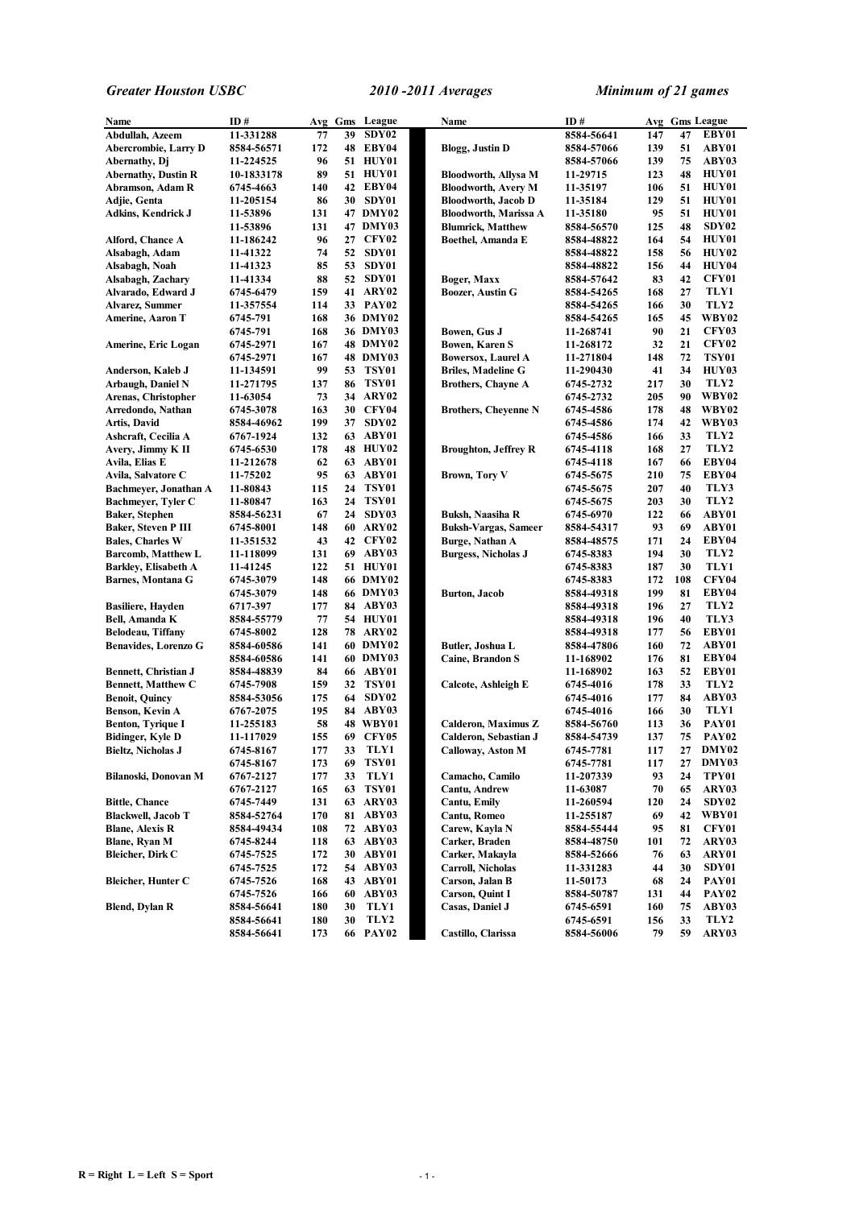*Greater Houston USBC* *2010 -2011 Averages* *Minimum of 21 games*

| Name | ID # | Avg | Gms | League |
|---|---|---|---|---|
| Abdullah, Azeem | 11-331288 | 77 | 39 | SDY02 |
| Abercrombie, Larry D | 8584-56571 | 172 | 48 | EBY04 |
| Abernathy, Dj | 11-224525 | 96 | 51 | HUY01 |
| Abernathy, Dustin R | 10-1833178 | 89 | 51 | HUY01 |
| Abramson, Adam R | 6745-4663 | 140 | 42 | EBY04 |
| Adjie, Genta | 11-205154 | 86 | 30 | SDY01 |
| Adkins, Kendrick J | 11-53896 | 131 | 47 | DMY02 |
| | 11-53896 | 131 | 47 | DMY03 |
| Alford, Chance A | 11-186242 | 96 | 27 | CFY02 |
| Alsabagh, Adam | 11-41322 | 74 | 52 | SDY01 |
| Alsabagh, Noah | 11-41323 | 85 | 53 | SDY01 |
| Alsabagh, Zachary | 11-41334 | 88 | 52 | SDY01 |
| Alvarado, Edward J | 6745-6479 | 159 | 41 | ARY02 |
| Alvarez, Summer | 11-357554 | 114 | 33 | PAY02 |
| Amerine, Aaron T | 6745-791 | 168 | 36 | DMY02 |
| | 6745-791 | 168 | 36 | DMY03 |
| Amerine, Eric Logan | 6745-2971 | 167 | 48 | DMY02 |
| | 6745-2971 | 167 | 48 | DMY03 |
| Anderson, Kaleb J | 11-134591 | 99 | 53 | TSY01 |
| Arbaugh, Daniel N | 11-271795 | 137 | 86 | TSY01 |
| Arenas, Christopher | 11-63054 | 73 | 34 | ARY02 |
| Arredondo, Nathan | 6745-3078 | 163 | 30 | CFY04 |
| Artis, David | 8584-46962 | 199 | 37 | SDY02 |
| Ashcraft, Cecilia A | 6767-1924 | 132 | 63 | ABY01 |
| Avery, Jimmy K II | 6745-6530 | 178 | 48 | HUY02 |
| Avila, Elias E | 11-212678 | 62 | 63 | ABY01 |
| Avila, Salvatore C | 11-75202 | 95 | 63 | ABY01 |
| Bachmeyer, Jonathan A | 11-80843 | 115 | 24 | TSY01 |
| Bachmeyer, Tyler C | 11-80847 | 163 | 24 | TSY01 |
| Baker, Stephen | 8584-56231 | 67 | 24 | SDY03 |
| Baker, Steven P III | 6745-8001 | 148 | 60 | ARY02 |
| Bales, Charles W | 11-351532 | 43 | 42 | CFY02 |
| Barcomb, Matthew L | 11-118099 | 131 | 69 | ABY03 |
| Barkley, Elisabeth A | 11-41245 | 122 | 51 | HUY01 |
| Barnes, Montana G | 6745-3079 | 148 | 66 | DMY02 |
| | 6745-3079 | 148 | 66 | DMY03 |
| Basiliere, Hayden | 6717-397 | 177 | 84 | ABY03 |
| Bell, Amanda K | 8584-55779 | 77 | 54 | HUY01 |
| Belodeau, Tiffany | 6745-8002 | 128 | 78 | ARY02 |
| Benavides, Lorenzo G | 8584-60586 | 141 | 60 | DMY02 |
| | 8584-60586 | 141 | 60 | DMY03 |
| Bennett, Christian J | 8584-48839 | 84 | 66 | ABY01 |
| Bennett, Matthew C | 6745-7908 | 159 | 32 | TSY01 |
| Benoit, Quincy | 8584-53056 | 175 | 64 | SDY02 |
| Benson, Kevin A | 6767-2075 | 195 | 84 | ABY03 |
| Benton, Tyrique I | 11-255183 | 58 | 48 | WBY01 |
| Bidinger, Kyle D | 11-117029 | 155 | 69 | CFY05 |
| Bieltz, Nicholas J | 6745-8167 | 177 | 33 | TLY1 |
| | 6745-8167 | 173 | 69 | TSY01 |
| Bilanoski, Donovan M | 6767-2127 | 177 | 33 | TLY1 |
| | 6767-2127 | 165 | 63 | TSY01 |
| Bittle, Chance | 6745-7449 | 131 | 63 | ARY03 |
| Blackwell, Jacob T | 8584-52764 | 170 | 81 | ABY03 |
| Blane, Alexis R | 8584-49434 | 108 | 72 | ABY03 |
| Blane, Ryan M | 6745-8244 | 118 | 63 | ABY03 |
| Bleicher, Dirk C | 6745-7525 | 172 | 30 | ABY01 |
| | 6745-7525 | 172 | 54 | ABY03 |
| Bleicher, Hunter C | 6745-7526 | 168 | 43 | ABY01 |
| | 6745-7526 | 166 | 60 | ABY03 |
| Blend, Dylan R | 8584-56641 | 180 | 30 | TLY1 |
| | 8584-56641 | 180 | 30 | TLY2 |
| | 8584-56641 | 173 | 66 | PAY02 |
| | 8584-56641 | 147 | 47 | EBY01 |
| Blogg, Justin D | 8584-57066 | 139 | 51 | ABY01 |
| | 8584-57066 | 139 | 75 | ABY03 |
| Bloodworth, Allysa M | 11-29715 | 123 | 48 | HUY01 |
| Bloodworth, Avery M | 11-35197 | 106 | 51 | HUY01 |
| Bloodworth, Jacob D | 11-35184 | 129 | 51 | HUY01 |
| Bloodworth, Marissa A | 11-35180 | 95 | 51 | HUY01 |
| Blumrick, Matthew | 8584-56570 | 125 | 48 | SDY02 |
| Boethel, Amanda E | 8584-48822 | 164 | 54 | HUY01 |
| | 8584-48822 | 158 | 56 | HUY02 |
| | 8584-48822 | 156 | 44 | HUY04 |
| Boger, Maxx | 8584-57642 | 83 | 42 | CFY01 |
| Boozer, Austin G | 8584-54265 | 168 | 27 | TLY1 |
| | 8584-54265 | 166 | 30 | TLY2 |
| | 8584-54265 | 165 | 45 | WBY02 |
| Bowen, Gus J | 11-268741 | 90 | 21 | CFY03 |
| Bowen, Karen S | 11-268172 | 32 | 21 | CFY02 |
| Bowersox, Laurel A | 11-271804 | 148 | 72 | TSY01 |
| Briles, Madeline G | 11-290430 | 41 | 34 | HUY03 |
| Brothers, Chayne A | 6745-2732 | 217 | 30 | TLY2 |
| | 6745-2732 | 205 | 90 | WBY02 |
| Brothers, Cheyenne N | 6745-4586 | 178 | 48 | WBY02 |
| | 6745-4586 | 174 | 42 | WBY03 |
| | 6745-4586 | 166 | 33 | TLY2 |
| Broughton, Jeffrey R | 6745-4118 | 168 | 27 | TLY2 |
| | 6745-4118 | 167 | 66 | EBY04 |
| Brown, Tory V | 6745-5675 | 210 | 75 | EBY04 |
| | 6745-5675 | 207 | 40 | TLY3 |
| | 6745-5675 | 203 | 30 | TLY2 |
| Buksh, Naasiha R | 6745-6970 | 122 | 66 | ABY01 |
| Buksh-Vargas, Sameer | 8584-54317 | 93 | 69 | ABY01 |
| Burge, Nathan A | 8584-48575 | 171 | 24 | EBY04 |
| Burgess, Nicholas J | 6745-8383 | 194 | 30 | TLY2 |
| | 6745-8383 | 187 | 30 | TLY1 |
| | 6745-8383 | 172 | 108 | CFY04 |
| Burton, Jacob | 8584-49318 | 199 | 81 | EBY04 |
| | 8584-49318 | 196 | 27 | TLY2 |
| | 8584-49318 | 196 | 40 | TLY3 |
| | 8584-49318 | 177 | 56 | EBY01 |
| Butler, Joshua L | 8584-47806 | 160 | 72 | ABY01 |
| Caine, Brandon S | 11-168902 | 176 | 81 | EBY04 |
| | 11-168902 | 163 | 52 | EBY01 |
| Calcote, Ashleigh E | 6745-4016 | 178 | 33 | TLY2 |
| | 6745-4016 | 177 | 84 | ABY03 |
| | 6745-4016 | 166 | 30 | TLY1 |
| Calderon, Maximus Z | 8584-56760 | 113 | 36 | PAY01 |
| Calderon, Sebastian J | 8584-54739 | 137 | 75 | PAY02 |
| Calloway, Aston M | 6745-7781 | 117 | 27 | DMY02 |
| | 6745-7781 | 117 | 27 | DMY03 |
| Camacho, Camilo | 11-207339 | 93 | 24 | TPY01 |
| Cantu, Andrew | 11-63087 | 70 | 65 | ARY03 |
| Cantu, Emily | 11-260594 | 120 | 24 | SDY02 |
| Cantu, Romeo | 11-255187 | 69 | 42 | WBY01 |
| Carew, Kayla N | 8584-55444 | 95 | 81 | CFY01 |
| Carker, Braden | 8584-48750 | 101 | 72 | ARY03 |
| Carker, Makayla | 8584-52666 | 76 | 63 | ARY01 |
| Carroll, Nicholas | 11-331283 | 44 | 30 | SDY01 |
| Carson, Jalan B | 11-50173 | 68 | 24 | PAY01 |
| Carson, Quint I | 8584-50787 | 131 | 44 | PAY02 |
| Casas, Daniel J | 6745-6591 | 160 | 75 | ABY03 |
| | 6745-6591 | 156 | 33 | TLY2 |
| Castillo, Clarissa | 8584-56006 | 79 | 59 | ARY03 |

**R = Right L = Left S = Sport**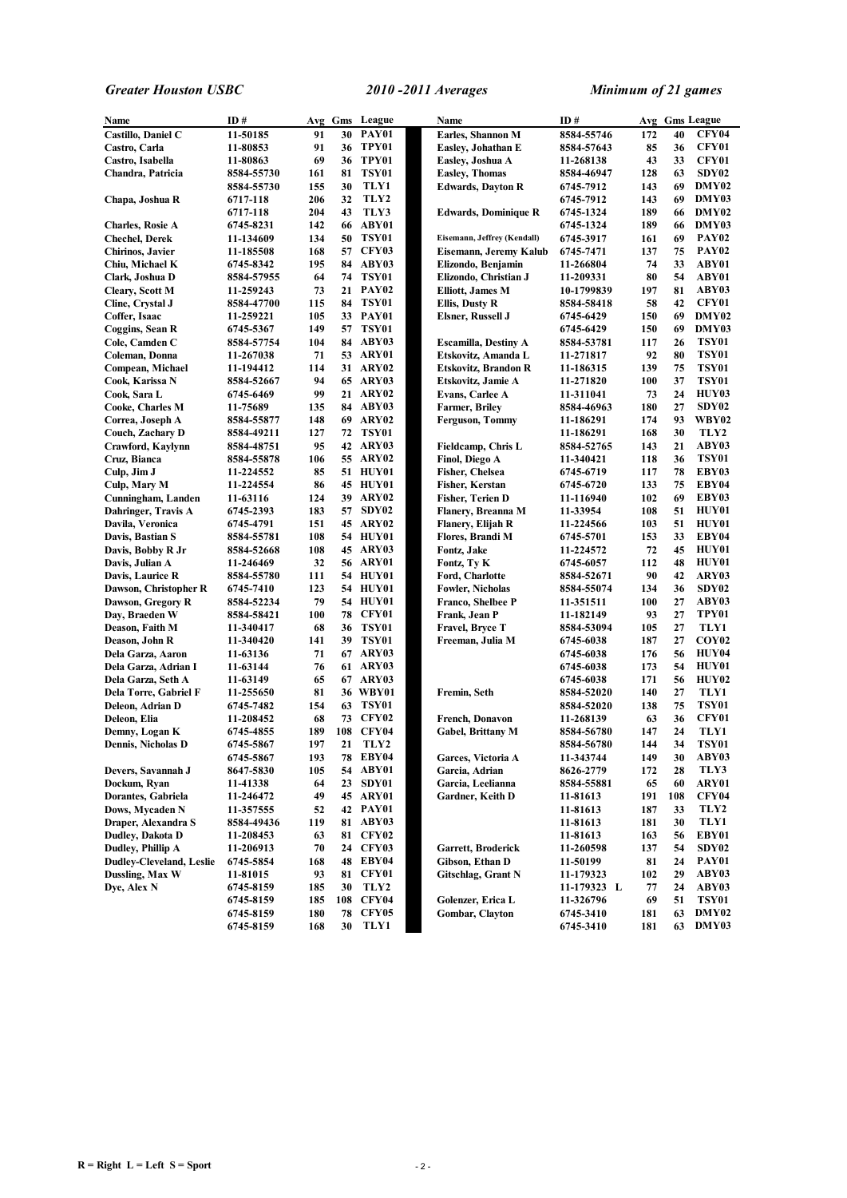*Greater Houston USBC* *2010 -2011 Averages* *Minimum of 21 games*

| Name | ID # | Avg | Gms | League |
|---|---|---|---|---|
| Castillo, Daniel C | 11-50185 | 91 | 30 | PAY01 |
| Castro, Carla | 11-80853 | 91 | 36 | TPY01 |
| Castro, Isabella | 11-80863 | 69 | 36 | TPY01 |
| Chandra, Patricia | 8584-55730 | 161 | 81 | TSY01 |
| | 8584-55730 | 155 | 30 | TLY1 |
| Chapa, Joshua R | 6717-118 | 206 | 32 | TLY2 |
| | 6717-118 | 204 | 43 | TLY3 |
| Charles, Rosie A | 6745-8231 | 142 | 66 | ABY01 |
| Chechel, Derek | 11-134609 | 134 | 50 | TSY01 |
| Chirinos, Javier | 11-185508 | 168 | 57 | CFY03 |
| Chiu, Michael K | 6745-8342 | 195 | 84 | ABY03 |
| Clark, Joshua D | 8584-57955 | 64 | 74 | TSY01 |
| Cleary, Scott M | 11-259243 | 73 | 21 | PAY02 |
| Cline, Crystal J | 8584-47700 | 115 | 84 | TSY01 |
| Coffer, Isaac | 11-259221 | 105 | 33 | PAY01 |
| Coggins, Sean R | 6745-5367 | 149 | 57 | TSY01 |
| Cole, Camden C | 8584-57754 | 104 | 84 | ABY03 |
| Coleman, Donna | 11-267038 | 71 | 53 | ARY01 |
| Compean, Michael | 11-194412 | 114 | 31 | ARY02 |
| Cook, Karissa N | 8584-52667 | 94 | 65 | ARY03 |
| Cook, Sara L | 6745-6469 | 99 | 21 | ARY02 |
| Cooke, Charles M | 11-75689 | 135 | 84 | ABY03 |
| Correa, Joseph A | 8584-55877 | 148 | 69 | ARY02 |
| Couch, Zachary D | 8584-49211 | 127 | 72 | TSY01 |
| Crawford, Kaylynn | 8584-48751 | 95 | 42 | ARY03 |
| Cruz, Bianca | 8584-55878 | 106 | 55 | ARY02 |
| Culp, Jim J | 11-224552 | 85 | 51 | HUY01 |
| Culp, Mary M | 11-224554 | 86 | 45 | HUY01 |
| Cunningham, Landen | 11-63116 | 124 | 39 | ARY02 |
| Dahringer, Travis A | 6745-2393 | 183 | 57 | SDY02 |
| Davila, Veronica | 6745-4791 | 151 | 45 | ARY02 |
| Davis, Bastian S | 8584-55781 | 108 | 54 | HUY01 |
| Davis, Bobby R Jr | 8584-52668 | 108 | 45 | ARY03 |
| Davis, Julian A | 11-246469 | 32 | 56 | ARY01 |
| Davis, Laurice R | 8584-55780 | 111 | 54 | HUY01 |
| Dawson, Christopher R | 6745-7410 | 123 | 54 | HUY01 |
| Dawson, Gregory R | 8584-52234 | 79 | 54 | HUY01 |
| Day, Braeden W | 8584-58421 | 100 | 78 | CFY01 |
| Deason, Faith M | 11-340417 | 68 | 36 | TSY01 |
| Deason, John R | 11-340420 | 141 | 39 | TSY01 |
| Dela Garza, Aaron | 11-63136 | 71 | 67 | ARY03 |
| Dela Garza, Adrian I | 11-63144 | 76 | 61 | ARY03 |
| Dela Garza, Seth A | 11-63149 | 65 | 67 | ARY03 |
| Dela Torre, Gabriel F | 11-255650 | 81 | 36 | WBY01 |
| Deleon, Adrian D | 6745-7482 | 154 | 63 | TSY01 |
| Deleon, Elia | 11-208452 | 68 | 73 | CFY02 |
| Demny, Logan K | 6745-4855 | 189 | 108 | CFY04 |
| Dennis, Nicholas D | 6745-5867 | 197 | 21 | TLY2 |
| | 6745-5867 | 193 | 78 | EBY04 |
| Devers, Savannah J | 8647-5830 | 105 | 54 | ABY01 |
| Dockum, Ryan | 11-41338 | 64 | 23 | SDY01 |
| Dorantes, Gabriela | 11-246472 | 49 | 45 | ARY01 |
| Dows, Mycaden N | 11-357555 | 52 | 42 | PAY01 |
| Draper, Alexandra S | 8584-49436 | 119 | 81 | ABY03 |
| Dudley, Dakota D | 11-208453 | 63 | 81 | CFY02 |
| Dudley, Phillip A | 11-206913 | 70 | 24 | CFY03 |
| Dudley-Cleveland, Leslie | 6745-5854 | 168 | 48 | EBY04 |
| Dussling, Max W | 11-81015 | 93 | 81 | CFY01 |
| Dye, Alex N | 6745-8159 | 185 | 30 | TLY2 |
| | 6745-8159 | 185 | 108 | CFY04 |
| | 6745-8159 | 180 | 78 | CFY05 |
| | 6745-8159 | 168 | 30 | TLY1 |
| Earles, Shannon M | 8584-55746 | 172 | 40 | CFY04 |
| Easley, Johathan E | 8584-57643 | 85 | 36 | CFY01 |
| Easley, Joshua A | 11-268138 | 43 | 33 | CFY01 |
| Easley, Thomas | 8584-46947 | 128 | 63 | SDY02 |
| Edwards, Dayton R | 6745-7912 | 143 | 69 | DMY02 |
| | 6745-7912 | 143 | 69 | DMY03 |
| Edwards, Dominique R | 6745-1324 | 189 | 66 | DMY02 |
| | 6745-1324 | 189 | 66 | DMY03 |
| Eisemann, Jeffrey (Kendall) | 6745-3917 | 161 | 69 | PAY02 |
| Eisemann, Jeremy Kalub | 6745-7471 | 137 | 75 | PAY02 |
| Elizondo, Benjamin | 11-266804 | 74 | 33 | ABY01 |
| Elizondo, Christian J | 11-209331 | 80 | 54 | ABY01 |
| Elliott, James M | 10-1799839 | 197 | 81 | ABY03 |
| Ellis, Dusty R | 8584-58418 | 58 | 42 | CFY01 |
| Elsner, Russell J | 6745-6429 | 150 | 69 | DMY02 |
| | 6745-6429 | 150 | 69 | DMY03 |
| Escamilla, Destiny A | 8584-53781 | 117 | 26 | TSY01 |
| Etskovitz, Amanda L | 11-271817 | 92 | 80 | TSY01 |
| Etskovitz, Brandon R | 11-186315 | 139 | 75 | TSY01 |
| Etskovitz, Jamie A | 11-271820 | 100 | 37 | TSY01 |
| Evans, Carlee A | 11-311041 | 73 | 24 | HUY03 |
| Farmer, Briley | 8584-46963 | 180 | 27 | SDY02 |
| Ferguson, Tommy | 11-186291 | 174 | 93 | WBY02 |
| | 11-186291 | 168 | 30 | TLY2 |
| Fieldcamp, Chris L | 8584-52765 | 143 | 21 | ABY03 |
| Finol, Diego A | 11-340421 | 118 | 36 | TSY01 |
| Fisher, Chelsea | 6745-6719 | 117 | 78 | EBY03 |
| Fisher, Kerstan | 6745-6720 | 133 | 75 | EBY04 |
| Fisher, Terien D | 11-116940 | 102 | 69 | EBY03 |
| Flanery, Breanna M | 11-33954 | 108 | 51 | HUY01 |
| Flanery, Elijah R | 11-224566 | 103 | 51 | HUY01 |
| Flores, Brandi M | 6745-5701 | 153 | 33 | EBY04 |
| Fontz, Jake | 11-224572 | 72 | 45 | HUY01 |
| Fontz, Ty K | 6745-6057 | 112 | 48 | HUY01 |
| Ford, Charlotte | 8584-52671 | 90 | 42 | ARY03 |
| Fowler, Nicholas | 8584-55074 | 134 | 36 | SDY02 |
| Franco, Shelbee P | 11-351511 | 100 | 27 | ABY03 |
| Frank, Jean P | 11-182149 | 93 | 27 | TPY01 |
| Fravel, Bryce T | 8584-53094 | 105 | 27 | TLY1 |
| Freeman, Julia M | 6745-6038 | 187 | 27 | COY02 |
| | 6745-6038 | 176 | 56 | HUY04 |
| | 6745-6038 | 173 | 54 | HUY01 |
| | 6745-6038 | 171 | 56 | HUY02 |
| Fremin, Seth | 8584-52020 | 140 | 27 | TLY1 |
| | 8584-52020 | 138 | 75 | TSY01 |
| French, Donavon | 11-268139 | 63 | 36 | CFY01 |
| Gabel, Brittany M | 8584-56780 | 147 | 24 | TLY1 |
| | 8584-56780 | 144 | 34 | TSY01 |
| Garces, Victoria A | 11-343744 | 149 | 30 | ABY03 |
| Garcia, Adrian | 8626-2779 | 172 | 28 | TLY3 |
| Garcia, Leelianna | 8584-55881 | 65 | 60 | ARY01 |
| Gardner, Keith D | 11-81613 | 191 | 108 | CFY04 |
| | 11-81613 | 187 | 33 | TLY2 |
| | 11-81613 | 181 | 30 | TLY1 |
| | 11-81613 | 163 | 56 | EBY01 |
| Garrett, Broderick | 11-260598 | 137 | 54 | SDY02 |
| Gibson, Ethan D | 11-50199 | 81 | 24 | PAY01 |
| Gitschlag, Grant N | 11-179323 | 102 | 29 | ABY03 |
| | 11-179323 L | 77 | 24 | ABY03 |
| Golenzer, Erica L | 11-326796 | 69 | 51 | TSY01 |
| Gombar, Clayton | 6745-3410 | 181 | 63 | DMY02 |
| | 6745-3410 | 181 | 63 | DMY03 |

**R = Right L = Left S = Sport**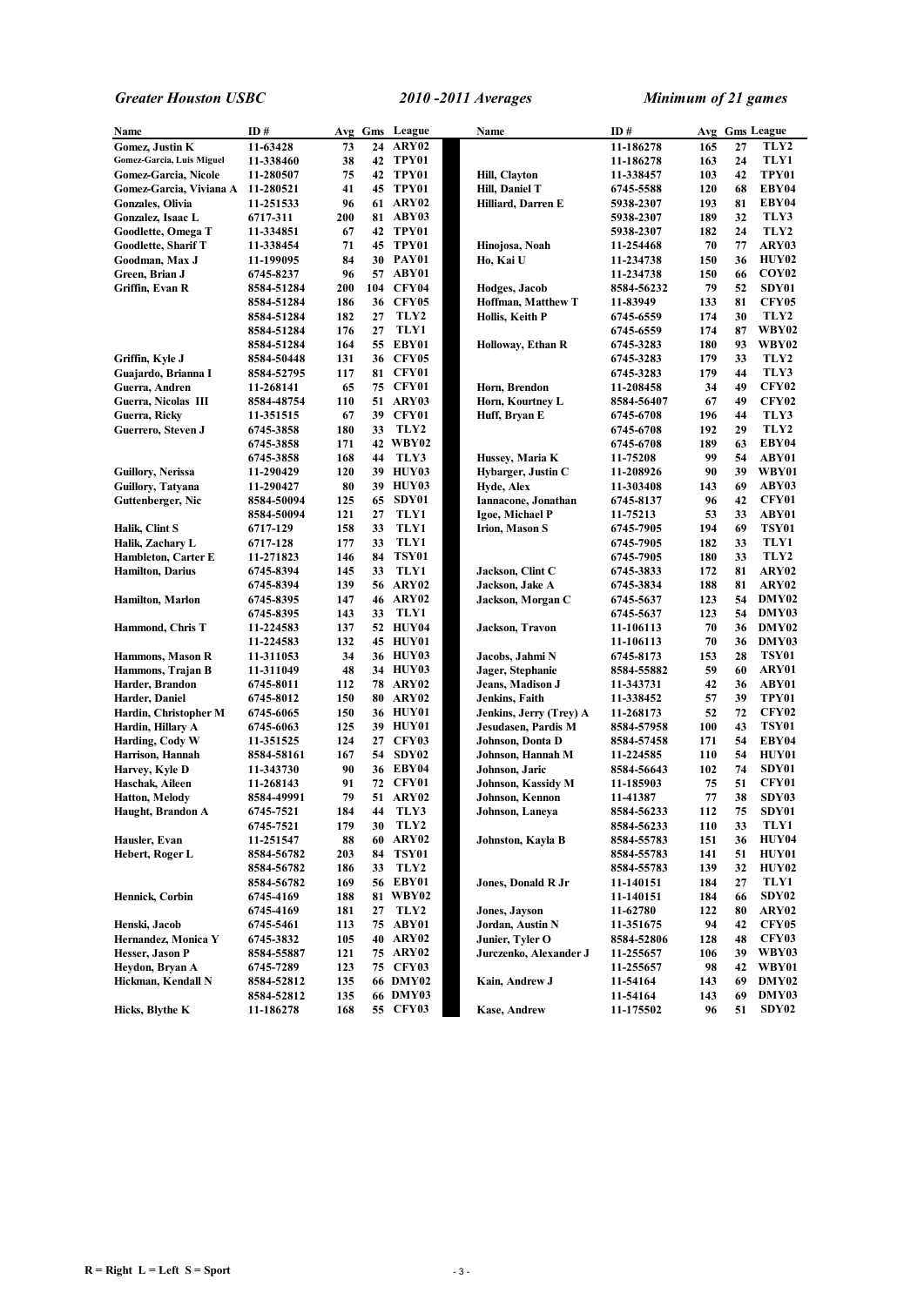*Greater Houston USBC* *2010 -2011 Averages* *Minimum of 21 games*

| Name | ID # | Avg | Gms | League |
|---|---|---|---|---|
| Gomez, Justin K | 11-63428 | 73 | 24 | ARY02 |
| Gomez-Garcia, Luis Miguel | 11-338460 | 38 | 42 | TPY01 |
| Gomez-Garcia, Nicole | 11-280507 | 75 | 42 | TPY01 |
| Gomez-Garcia, Viviana A | 11-280521 | 41 | 45 | TPY01 |
| Gonzales, Olivia | 11-251533 | 96 | 61 | ARY02 |
| Gonzalez, Isaac L | 6717-311 | 200 | 81 | ABY03 |
| Goodlette, Omega T | 11-334851 | 67 | 42 | TPY01 |
| Goodlette, Sharif T | 11-338454 | 71 | 45 | TPY01 |
| Goodman, Max J | 11-199095 | 84 | 30 | PAY01 |
| Green, Brian J | 6745-8237 | 96 | 57 | ABY01 |
| Griffin, Evan R | 8584-51284 | 200 | 104 | CFY04 |
| | 8584-51284 | 186 | 36 | CFY05 |
| | 8584-51284 | 182 | 27 | TLY2 |
| | 8584-51284 | 176 | 27 | TLY1 |
| | 8584-51284 | 164 | 55 | EBY01 |
| Griffin, Kyle J | 8584-50448 | 131 | 36 | CFY05 |
| Guajardo, Brianna I | 8584-52795 | 117 | 81 | CFY01 |
| Guerra, Andren | 11-268141 | 65 | 75 | CFY01 |
| Guerra, Nicolas III | 8584-48754 | 110 | 51 | ARY03 |
| Guerra, Ricky | 11-351515 | 67 | 39 | CFY01 |
| Guerrero, Steven J | 6745-3858 | 180 | 33 | TLY2 |
| | 6745-3858 | 171 | 42 | WBY02 |
| | 6745-3858 | 168 | 44 | TLY3 |
| Guillory, Nerissa | 11-290429 | 120 | 39 | HUY03 |
| Guillory, Tatyana | 11-290427 | 80 | 39 | HUY03 |
| Guttenberger, Nic | 8584-50094 | 125 | 65 | SDY01 |
| | 8584-50094 | 121 | 27 | TLY1 |
| Halik, Clint S | 6717-129 | 158 | 33 | TLY1 |
| Halik, Zachary L | 6717-128 | 177 | 33 | TLY1 |
| Hambleton, Carter E | 11-271823 | 146 | 84 | TSY01 |
| Hamilton, Darius | 6745-8394 | 145 | 33 | TLY1 |
| | 6745-8394 | 139 | 56 | ARY02 |
| Hamilton, Marlon | 6745-8395 | 147 | 46 | ARY02 |
| | 6745-8395 | 143 | 33 | TLY1 |
| Hammond, Chris T | 11-224583 | 137 | 52 | HUY04 |
| | 11-224583 | 132 | 45 | HUY01 |
| Hammons, Mason R | 11-311053 | 34 | 36 | HUY03 |
| Hammons, Trajan B | 11-311049 | 48 | 34 | HUY03 |
| Harder, Brandon | 6745-8011 | 112 | 78 | ARY02 |
| Harder, Daniel | 6745-8012 | 150 | 80 | ARY02 |
| Hardin, Christopher M | 6745-6065 | 150 | 36 | HUY01 |
| Hardin, Hillary A | 6745-6063 | 125 | 39 | HUY01 |
| Harding, Cody W | 11-351525 | 124 | 27 | CFY03 |
| Harrison, Hannah | 8584-58161 | 167 | 54 | SDY02 |
| Harvey, Kyle D | 11-343730 | 90 | 36 | EBY04 |
| Haschak, Aileen | 11-268143 | 91 | 72 | CFY01 |
| Hatton, Melody | 8584-49991 | 79 | 51 | ARY02 |
| Haught, Brandon A | 6745-7521 | 184 | 44 | TLY3 |
| | 6745-7521 | 179 | 30 | TLY2 |
| Hausler, Evan | 11-251547 | 88 | 60 | ARY02 |
| Hebert, Roger L | 8584-56782 | 203 | 84 | TSY01 |
| | 8584-56782 | 186 | 33 | TLY2 |
| | 8584-56782 | 169 | 56 | EBY01 |
| Hennick, Corbin | 6745-4169 | 188 | 81 | WBY02 |
| | 6745-4169 | 181 | 27 | TLY2 |
| Henski, Jacob | 6745-5461 | 113 | 75 | ABY01 |
| Hernandez, Monica Y | 6745-3832 | 105 | 40 | ARY02 |
| Hesser, Jason P | 8584-55887 | 121 | 75 | ARY02 |
| Heydon, Bryan A | 6745-7289 | 123 | 75 | CFY03 |
| Hickman, Kendall N | 8584-52812 | 135 | 66 | DMY02 |
| | 8584-52812 | 135 | 66 | DMY03 |
| Hicks, Blythe K | 11-186278 | 168 | 55 | CFY03 |
| | 11-186278 | 165 | 27 | TLY2 |
| | 11-186278 | 163 | 24 | TLY1 |
| Hill, Clayton | 11-338457 | 103 | 42 | TPY01 |
| Hill, Daniel T | 6745-5588 | 120 | 68 | EBY04 |
| Hilliard, Darren E | 5938-2307 | 193 | 81 | EBY04 |
| | 5938-2307 | 189 | 32 | TLY3 |
| | 5938-2307 | 182 | 24 | TLY2 |
| Hinojosa, Noah | 11-254468 | 70 | 77 | ARY03 |
| Ho, Kai U | 11-234738 | 150 | 36 | HUY02 |
| | 11-234738 | 150 | 66 | COY02 |
| Hodges, Jacob | 8584-56232 | 79 | 52 | SDY01 |
| Hoffman, Matthew T | 11-83949 | 133 | 81 | CFY05 |
| Hollis, Keith P | 6745-6559 | 174 | 30 | TLY2 |
| | 6745-6559 | 174 | 87 | WBY02 |
| Holloway, Ethan R | 6745-3283 | 180 | 93 | WBY02 |
| | 6745-3283 | 179 | 33 | TLY2 |
| | 6745-3283 | 179 | 44 | TLY3 |
| Horn, Brendon | 11-208458 | 34 | 49 | CFY02 |
| Horn, Kourtney L | 8584-56407 | 67 | 49 | CFY02 |
| Huff, Bryan E | 6745-6708 | 196 | 44 | TLY3 |
| | 6745-6708 | 192 | 29 | TLY2 |
| | 6745-6708 | 189 | 63 | EBY04 |
| Hussey, Maria K | 11-75208 | 99 | 54 | ABY01 |
| Hybarger, Justin C | 11-208926 | 90 | 39 | WBY01 |
| Hyde, Alex | 11-303408 | 143 | 69 | ABY03 |
| Iannacone, Jonathan | 6745-8137 | 96 | 42 | CFY01 |
| Igoe, Michael P | 11-75213 | 53 | 33 | ABY01 |
| Irion, Mason S | 6745-7905 | 194 | 69 | TSY01 |
| | 6745-7905 | 182 | 33 | TLY1 |
| | 6745-7905 | 180 | 33 | TLY2 |
| Jackson, Clint C | 6745-3833 | 172 | 81 | ARY02 |
| Jackson, Jake A | 6745-3834 | 188 | 81 | ARY02 |
| Jackson, Morgan C | 6745-5637 | 123 | 54 | DMY02 |
| | 6745-5637 | 123 | 54 | DMY03 |
| Jackson, Travon | 11-106113 | 70 | 36 | DMY02 |
| | 11-106113 | 70 | 36 | DMY03 |
| Jacobs, Jahmi N | 6745-8173 | 153 | 28 | TSY01 |
| Jager, Stephanie | 8584-55882 | 59 | 60 | ARY01 |
| Jeans, Madison J | 11-343731 | 42 | 36 | ABY01 |
| Jenkins, Faith | 11-338452 | 57 | 39 | TPY01 |
| Jenkins, Jerry (Trey) A | 11-268173 | 52 | 72 | CFY02 |
| Jesudasen, Pardis M | 8584-57958 | 100 | 43 | TSY01 |
| Johnson, Donta D | 8584-57458 | 171 | 54 | EBY04 |
| Johnson, Hannah M | 11-224585 | 110 | 54 | HUY01 |
| Johnson, Jaric | 8584-56643 | 102 | 74 | SDY01 |
| Johnson, Kassidy M | 11-185903 | 75 | 51 | CFY01 |
| Johnson, Kennon | 11-41387 | 77 | 38 | SDY03 |
| Johnson, Laneya | 8584-56233 | 112 | 75 | SDY01 |
| | 8584-56233 | 110 | 33 | TLY1 |
| Johnston, Kayla B | 8584-55783 | 151 | 36 | HUY04 |
| | 8584-55783 | 141 | 51 | HUY01 |
| | 8584-55783 | 139 | 32 | HUY02 |
| Jones, Donald R Jr | 11-140151 | 184 | 27 | TLY1 |
| | 11-140151 | 184 | 66 | SDY02 |
| Jones, Jayson | 11-62780 | 122 | 80 | ARY02 |
| Jordan, Austin N | 11-351675 | 94 | 42 | CFY05 |
| Junier, Tyler O | 8584-52806 | 128 | 48 | CFY03 |
| Jurczenko, Alexander J | 11-255657 | 106 | 39 | WBY03 |
| | 11-255657 | 98 | 42 | WBY01 |
| Kain, Andrew J | 11-54164 | 143 | 69 | DMY02 |
| | 11-54164 | 143 | 69 | DMY03 |
| Kase, Andrew | 11-175502 | 96 | 51 | SDY02 |

R = Right L = Left S = Sport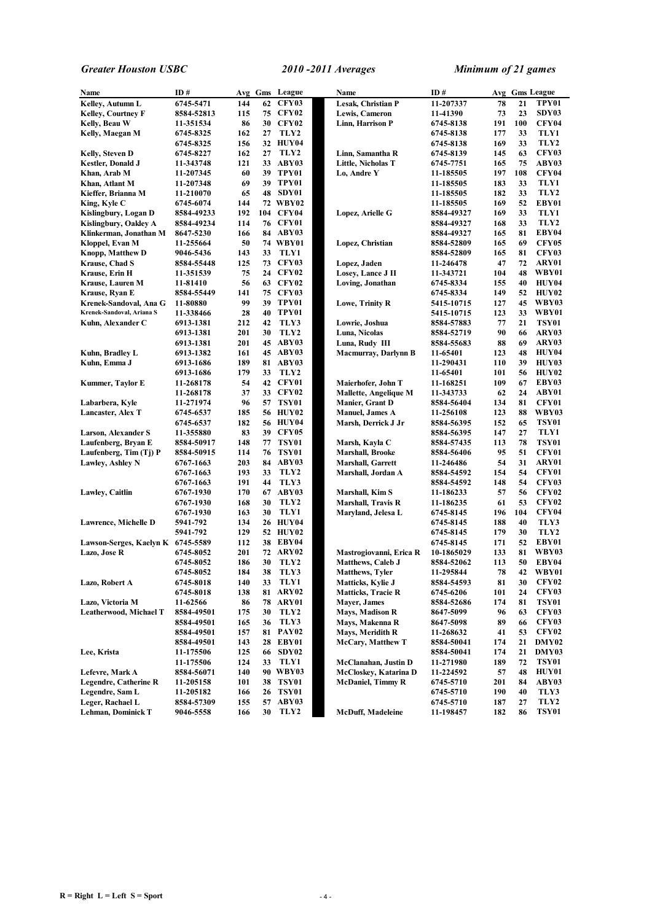*Greater Houston USBC* *2010 -2011 Averages* *Minimum of 21 games*

| Name | ID # | Avg | Gms | League |
|---|---|---|---|---|
| Kelley, Autumn L | 6745-5471 | 144 | 62 | CFY03 |
| Kelley, Courtney F | 8584-52813 | 115 | 75 | CFY02 |
| Kelly, Beau W | 11-351534 | 86 | 30 | CFY02 |
| Kelly, Maegan M | 6745-8325 | 162 | 27 | TLY2 |
| | 6745-8325 | 156 | 32 | HUY04 |
| Kelly, Steven D | 6745-8227 | 162 | 27 | TLY2 |
| Kestler, Donald J | 11-343748 | 121 | 33 | ABY03 |
| Khan, Arab M | 11-207345 | 60 | 39 | TPY01 |
| Khan, Atlant M | 11-207348 | 69 | 39 | TPY01 |
| Kieffer, Brianna M | 11-210070 | 65 | 48 | SDY01 |
| King, Kyle C | 6745-6074 | 144 | 72 | WBY02 |
| Kislingbury, Logan D | 8584-49233 | 192 | 104 | CFY04 |
| Kislingbury, Oakley A | 8584-49234 | 114 | 76 | CFY01 |
| Klinkerman, Jonathan M | 8647-5230 | 166 | 84 | ABY03 |
| Kloppel, Evan M | 11-255664 | 50 | 74 | WBY01 |
| Knopp, Matthew D | 9046-5436 | 143 | 33 | TLY1 |
| Krause, Chad S | 8584-55448 | 125 | 73 | CFY03 |
| Krause, Erin H | 11-351539 | 75 | 24 | CFY02 |
| Krause, Lauren M | 11-81410 | 56 | 63 | CFY02 |
| Krause, Ryan E | 8584-55449 | 141 | 75 | CFY03 |
| Krenek-Sandoval, Ana G | 11-80880 | 99 | 39 | TPY01 |
| Krenek-Sandoval, Ariana S | 11-338466 | 28 | 40 | TPY01 |
| Kuhn, Alexander C | 6913-1381 | 212 | 42 | TLY3 |
| | 6913-1381 | 201 | 30 | TLY2 |
| | 6913-1381 | 201 | 45 | ABY03 |
| Kuhn, Bradley L | 6913-1382 | 161 | 45 | ABY03 |
| Kuhn, Emma J | 6913-1686 | 189 | 81 | ABY03 |
| | 6913-1686 | 179 | 33 | TLY2 |
| Kummer, Taylor E | 11-268178 | 54 | 42 | CFY01 |
| | 11-268178 | 37 | 33 | CFY02 |
| Labarbera, Kyle | 11-271974 | 96 | 57 | TSY01 |
| Lancaster, Alex T | 6745-6537 | 185 | 56 | HUY02 |
| | 6745-6537 | 182 | 56 | HUY04 |
| Larson, Alexander S | 11-355880 | 83 | 39 | CFY05 |
| Laufenberg, Bryan E | 8584-50917 | 148 | 77 | TSY01 |
| Laufenberg, Tim (Tj) P | 8584-50915 | 114 | 76 | TSY01 |
| Lawley, Ashley N | 6767-1663 | 203 | 84 | ABY03 |
| | 6767-1663 | 193 | 33 | TLY2 |
| | 6767-1663 | 191 | 44 | TLY3 |
| Lawley, Caitlin | 6767-1930 | 170 | 67 | ABY03 |
| | 6767-1930 | 168 | 30 | TLY2 |
| | 6767-1930 | 163 | 30 | TLY1 |
| Lawrence, Michelle D | 5941-792 | 134 | 26 | HUY04 |
| | 5941-792 | 129 | 52 | HUY02 |
| Lawson-Serges, Kaelyn K | 6745-5589 | 112 | 38 | EBY04 |
| Lazo, Jose R | 6745-8052 | 201 | 72 | ARY02 |
| | 6745-8052 | 186 | 30 | TLY2 |
| | 6745-8052 | 184 | 38 | TLY3 |
| Lazo, Robert A | 6745-8018 | 140 | 33 | TLY1 |
| | 6745-8018 | 138 | 81 | ARY02 |
| Lazo, Victoria M | 11-62566 | 86 | 78 | ARY01 |
| Leatherwood, Michael T | 8584-49501 | 175 | 30 | TLY2 |
| | 8584-49501 | 165 | 36 | TLY3 |
| | 8584-49501 | 157 | 81 | PAY02 |
| | 8584-49501 | 143 | 28 | EBY01 |
| Lee, Krista | 11-175506 | 125 | 66 | SDY02 |
| | 11-175506 | 124 | 33 | TLY1 |
| Lefevre, Mark A | 8584-56071 | 140 | 90 | WBY03 |
| Legendre, Catherine R | 11-205158 | 101 | 38 | TSY01 |
| Legendre, Sam L | 11-205182 | 166 | 26 | TSY01 |
| Leger, Rachael L | 8584-57309 | 155 | 57 | ABY03 |
| Lehman, Dominick T | 9046-5558 | 166 | 30 | TLY2 |
| Lesak, Christian P | 11-207337 | 78 | 21 | TPY01 |
| Lewis, Cameron | 11-41390 | 73 | 23 | SDY03 |
| Linn, Harrison P | 6745-8138 | 191 | 100 | CFY04 |
| | 6745-8138 | 177 | 33 | TLY1 |
| | 6745-8138 | 169 | 33 | TLY2 |
| Linn, Samantha R | 6745-8139 | 145 | 63 | CFY03 |
| Little, Nicholas T | 6745-7751 | 165 | 75 | ABY03 |
| Lo, Andre Y | 11-185505 | 197 | 108 | CFY04 |
| | 11-185505 | 183 | 33 | TLY1 |
| | 11-185505 | 182 | 33 | TLY2 |
| | 11-185505 | 169 | 52 | EBY01 |
| Lopez, Arielle G | 8584-49327 | 169 | 33 | TLY1 |
| | 8584-49327 | 168 | 33 | TLY2 |
| | 8584-49327 | 165 | 81 | EBY04 |
| Lopez, Christian | 8584-52809 | 165 | 69 | CFY05 |
| | 8584-52809 | 165 | 81 | CFY03 |
| Lopez, Jaden | 11-246478 | 47 | 72 | ARY01 |
| Losey, Lance J II | 11-343721 | 104 | 48 | WBY01 |
| Loving, Jonathan | 6745-8334 | 155 | 40 | HUY04 |
| | 6745-8334 | 149 | 52 | HUY02 |
| Lowe, Trinity R | 5415-10715 | 127 | 45 | WBY03 |
| | 5415-10715 | 123 | 33 | WBY01 |
| Lowrie, Joshua | 8584-57883 | 77 | 21 | TSY01 |
| Luna, Nicolas | 8584-52719 | 90 | 66 | ARY03 |
| Luna, Rudy III | 8584-55683 | 88 | 69 | ARY03 |
| Macmurray, Darlynn B | 11-65401 | 123 | 48 | HUY04 |
| | 11-290431 | 110 | 39 | HUY03 |
| | 11-65401 | 101 | 56 | HUY02 |
| Maierhofer, John T | 11-168251 | 109 | 67 | EBY03 |
| Mallette, Angelique M | 11-343733 | 62 | 24 | ABY01 |
| Manier, Grant D | 8584-56404 | 134 | 81 | CFY01 |
| Manuel, James A | 11-256108 | 123 | 88 | WBY03 |
| Marsh, Derrick J Jr | 8584-56395 | 152 | 65 | TSY01 |
| | 8584-56395 | 147 | 27 | TLY1 |
| Marsh, Kayla C | 8584-57435 | 113 | 78 | TSY01 |
| Marshall, Brooke | 8584-56406 | 95 | 51 | CFY01 |
| Marshall, Garrett | 11-246486 | 54 | 31 | ARY01 |
| Marshall, Jordan A | 8584-54592 | 154 | 54 | CFY01 |
| | 8584-54592 | 148 | 54 | CFY03 |
| Marshall, Kim S | 11-186233 | 57 | 56 | CFY02 |
| Marshall, Travis R | 11-186235 | 61 | 53 | CFY02 |
| Maryland, Jelesa L | 6745-8145 | 196 | 104 | CFY04 |
| | 6745-8145 | 188 | 40 | TLY3 |
| | 6745-8145 | 179 | 30 | TLY2 |
| | 6745-8145 | 171 | 52 | EBY01 |
| Mastrogiovanni, Erica R | 10-1865029 | 133 | 81 | WBY03 |
| Matthews, Caleb J | 8584-52062 | 113 | 50 | EBY04 |
| Matthews, Tyler | 11-295844 | 78 | 42 | WBY01 |
| Matticks, Kylie J | 8584-54593 | 81 | 30 | CFY02 |
| Matticks, Tracie R | 6745-6206 | 101 | 24 | CFY03 |
| Mayer, James | 8584-52686 | 174 | 81 | TSY01 |
| Mays, Madison R | 8647-5099 | 96 | 63 | CFY03 |
| Mays, Makenna R | 8647-5098 | 89 | 66 | CFY03 |
| Mays, Meridith R | 11-268632 | 41 | 53 | CFY02 |
| McCary, Matthew T | 8584-50041 | 174 | 21 | DMY02 |
| | 8584-50041 | 174 | 21 | DMY03 |
| McClanahan, Justin D | 11-271980 | 189 | 72 | TSY01 |
| McCloskey, Katarina D | 11-224592 | 57 | 48 | HUY01 |
| McDaniel, Timmy R | 6745-5710 | 201 | 84 | ABY03 |
| | 6745-5710 | 190 | 40 | TLY3 |
| | 6745-5710 | 187 | 27 | TLY2 |
| McDuff, Madeleine | 11-198457 | 182 | 86 | TSY01 |

**R = Right L = Left S = Sport**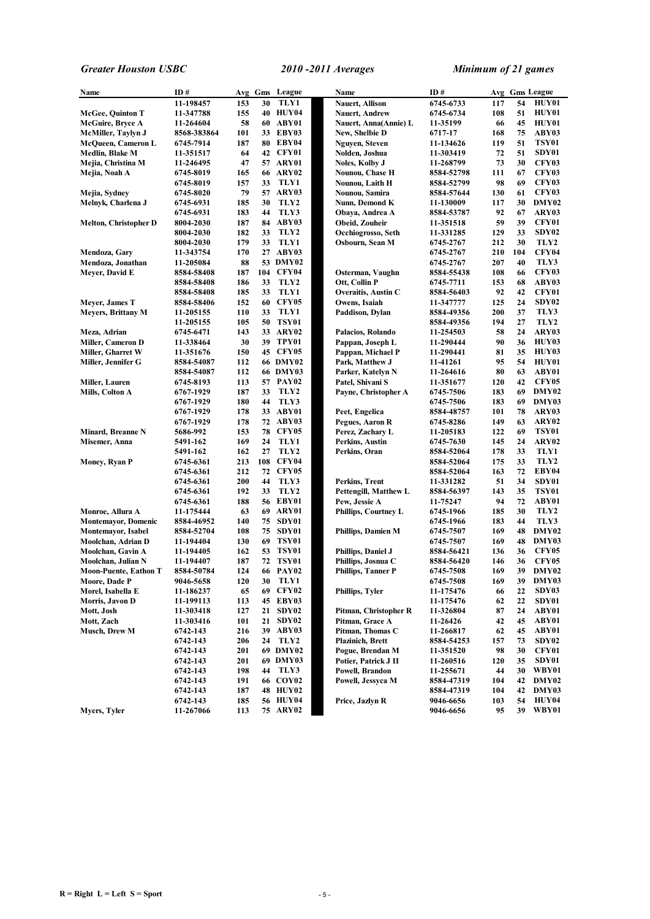| Name | ID # | Avg | Gms | League |
|---|---|---|---|---|
| | 11-198457 | 153 | 30 | TLY1 |
| McGee, Quinton T | 11-347788 | 155 | 40 | HUY04 |
| McGuire, Bryce A | 11-264604 | 58 | 60 | ABY01 |
| McMiller, Taylyn J | 8568-383864 | 101 | 33 | EBY03 |
| McQueen, Cameron L | 6745-7914 | 187 | 80 | EBY04 |
| Medlin, Blake M | 11-351517 | 64 | 42 | CFY01 |
| Mejia, Christina M | 11-246495 | 47 | 57 | ARY01 |
| Mejia, Noah A | 6745-8019 | 165 | 66 | ARY02 |
| | 6745-8019 | 157 | 33 | TLY1 |
| Mejia, Sydney | 6745-8020 | 79 | 57 | ARY03 |
| Melnyk, Charlena J | 6745-6931 | 185 | 30 | TLY2 |
| | 6745-6931 | 183 | 44 | TLY3 |
| Melton, Christopher D | 8004-2030 | 187 | 84 | ABY03 |
| | 8004-2030 | 182 | 33 | TLY2 |
| | 8004-2030 | 179 | 33 | TLY1 |
| Mendoza, Gary | 11-343754 | 170 | 27 | ABY03 |
| Mendoza, Jonathan | 11-205084 | 88 | 53 | DMY02 |
| Meyer, David E | 8584-58408 | 187 | 104 | CFY04 |
| | 8584-58408 | 186 | 33 | TLY2 |
| | 8584-58408 | 185 | 33 | TLY1 |
| Meyer, James T | 8584-58406 | 152 | 60 | CFY05 |
| Meyers, Brittany M | 11-205155 | 110 | 33 | TLY1 |
| | 11-205155 | 105 | 50 | TSY01 |
| Meza, Adrian | 6745-6471 | 143 | 33 | ARY02 |
| Miller, Cameron D | 11-338464 | 30 | 39 | TPY01 |
| Miller, Gharret W | 11-351676 | 150 | 45 | CFY05 |
| Miller, Jennifer G | 8584-54087 | 112 | 66 | DMY02 |
| | 8584-54087 | 112 | 66 | DMY03 |
| Miller, Lauren | 6745-8193 | 113 | 57 | PAY02 |
| Mills, Colton A | 6767-1929 | 187 | 33 | TLY2 |
| | 6767-1929 | 180 | 44 | TLY3 |
| | 6767-1929 | 178 | 33 | ABY01 |
| | 6767-1929 | 178 | 72 | ABY03 |
| Minard, Breanne N | 5686-992 | 153 | 78 | CFY05 |
| Misemer, Anna | 5491-162 | 169 | 24 | TLY1 |
| | 5491-162 | 162 | 27 | TLY2 |
| Money, Ryan P | 6745-6361 | 213 | 108 | CFY04 |
| | 6745-6361 | 212 | 72 | CFY05 |
| | 6745-6361 | 200 | 44 | TLY3 |
| | 6745-6361 | 192 | 33 | TLY2 |
| | 6745-6361 | 188 | 56 | EBY01 |
| Monroe, Allura A | 11-175444 | 63 | 69 | ARY01 |
| Montemayor, Domenic | 8584-46952 | 140 | 75 | SDY01 |
| Montemayor, Isabel | 8584-52704 | 108 | 75 | SDY01 |
| Moolchan, Adrian D | 11-194404 | 130 | 69 | TSY01 |
| Moolchan, Gavin A | 11-194405 | 162 | 53 | TSY01 |
| Moolchan, Julian N | 11-194407 | 187 | 72 | TSY01 |
| Moon-Puente, Eathon T | 8584-50784 | 124 | 66 | PAY02 |
| Moore, Dade P | 9046-5658 | 120 | 30 | TLY1 |
| Morel, Isabella E | 11-186237 | 65 | 69 | CFY02 |
| Morris, Javon D | 11-199113 | 113 | 45 | EBY03 |
| Mott, Josh | 11-303418 | 127 | 21 | SDY02 |
| Mott, Zach | 11-303416 | 101 | 21 | SDY02 |
| Musch, Drew M | 6742-143 | 216 | 39 | ABY03 |
| | 6742-143 | 206 | 24 | TLY2 |
| | 6742-143 | 201 | 69 | DMY02 |
| | 6742-143 | 201 | 69 | DMY03 |
| | 6742-143 | 198 | 44 | TLY3 |
| | 6742-143 | 191 | 66 | COY02 |
| | 6742-143 | 187 | 48 | HUY02 |
| | 6742-143 | 185 | 56 | HUY04 |
| Myers, Tyler | 11-267066 | 113 | 75 | ARY02 |
| Nauert, Allison | 6745-6733 | 117 | 54 | HUY01 |
| Nauert, Andrew | 6745-6734 | 108 | 51 | HUY01 |
| Nauert, Anna(Annie) L | 11-35199 | 66 | 45 | HUY01 |
| New, Shelbie D | 6717-17 | 168 | 75 | ABY03 |
| Nguyen, Steven | 11-134626 | 119 | 51 | TSY01 |
| Nolden, Joshua | 11-303419 | 72 | 51 | SDY01 |
| Noles, Kolby J | 11-268799 | 73 | 30 | CFY03 |
| Nounou, Chase H | 8584-52798 | 111 | 67 | CFY03 |
| Nounou, Laith H | 8584-52799 | 98 | 69 | CFY03 |
| Nounou, Samira | 8584-57644 | 130 | 61 | CFY03 |
| Nunn, Demond K | 11-130009 | 117 | 30 | DMY02 |
| Obaya, Andrea A | 8584-53787 | 92 | 67 | ARY03 |
| Obeid, Zouheir | 11-351518 | 59 | 39 | CFY01 |
| Occhiogrosso, Seth | 11-331285 | 129 | 33 | SDY02 |
| Osbourn, Sean M | 6745-2767 | 212 | 30 | TLY2 |
| | 6745-2767 | 210 | 104 | CFY04 |
| | 6745-2767 | 207 | 40 | TLY3 |
| Osterman, Vaughn | 8584-55438 | 108 | 66 | CFY03 |
| Ott, Collin P | 6745-7711 | 153 | 68 | ABY03 |
| Overaitis, Austin C | 8584-56403 | 92 | 42 | CFY01 |
| Owens, Isaiah | 11-347777 | 125 | 24 | SDY02 |
| Paddison, Dylan | 8584-49356 | 200 | 37 | TLY3 |
| | 8584-49356 | 194 | 27 | TLY2 |
| Palacios, Rolando | 11-254503 | 58 | 24 | ARY03 |
| Pappan, Joseph L | 11-290444 | 90 | 36 | HUY03 |
| Pappan, Michael P | 11-290441 | 81 | 35 | HUY03 |
| Park, Matthew J | 11-41261 | 95 | 54 | HUY01 |
| Parker, Katelyn N | 11-264616 | 80 | 63 | ABY01 |
| Patel, Shivani S | 11-351677 | 120 | 42 | CFY05 |
| Payne, Christopher A | 6745-7506 | 183 | 69 | DMY02 |
| | 6745-7506 | 183 | 69 | DMY03 |
| Peet, Engelica | 8584-48757 | 101 | 78 | ARY03 |
| Pegues, Aaron R | 6745-8286 | 149 | 63 | ARY02 |
| Perez, Zachary L | 11-205183 | 122 | 69 | TSY01 |
| Perkins, Austin | 6745-7630 | 145 | 24 | ARY02 |
| Perkins, Oran | 8584-52064 | 178 | 33 | TLY1 |
| | 8584-52064 | 175 | 33 | TLY2 |
| | 8584-52064 | 163 | 72 | EBY04 |
| Perkins, Trent | 11-331282 | 51 | 34 | SDY01 |
| Pettengill, Matthew L | 8584-56397 | 143 | 35 | TSY01 |
| Pew, Jessie A | 11-75247 | 94 | 72 | ABY01 |
| Phillips, Courtney L | 6745-1966 | 185 | 30 | TLY2 |
| | 6745-1966 | 183 | 44 | TLY3 |
| Phillips, Damien M | 6745-7507 | 169 | 48 | DMY02 |
| | 6745-7507 | 169 | 48 | DMY03 |
| Phillips, Daniel J | 8584-56421 | 136 | 36 | CFY05 |
| Phillips, Josnua C | 8584-56420 | 146 | 36 | CFY05 |
| Phillips, Tanner P | 6745-7508 | 169 | 39 | DMY02 |
| | 6745-7508 | 169 | 39 | DMY03 |
| Phillips, Tyler | 11-175476 | 66 | 22 | SDY03 |
| | 11-175476 | 62 | 22 | SDY01 |
| Pitman, Christopher R | 11-326804 | 87 | 24 | ABY01 |
| Pitman, Grace A | 11-26426 | 42 | 45 | ABY01 |
| Pitman, Thomas C | 11-266817 | 62 | 45 | ABY01 |
| Plazinich, Brett | 8584-54253 | 157 | 73 | SDY02 |
| Pogue, Brendan M | 11-351520 | 98 | 30 | CFY01 |
| Potier, Patrick J II | 11-260516 | 120 | 35 | SDY01 |
| Powell, Brandon | 11-255671 | 44 | 30 | WBY01 |
| Powell, Jessyca M | 8584-47319 | 104 | 42 | DMY02 |
| | 8584-47319 | 104 | 42 | DMY03 |
| Price, Jazlyn R | 9046-6656 | 103 | 54 | HUY04 |
| | 9046-6656 | 95 | 39 | WBY01 |

R = Right L = Left S = Sport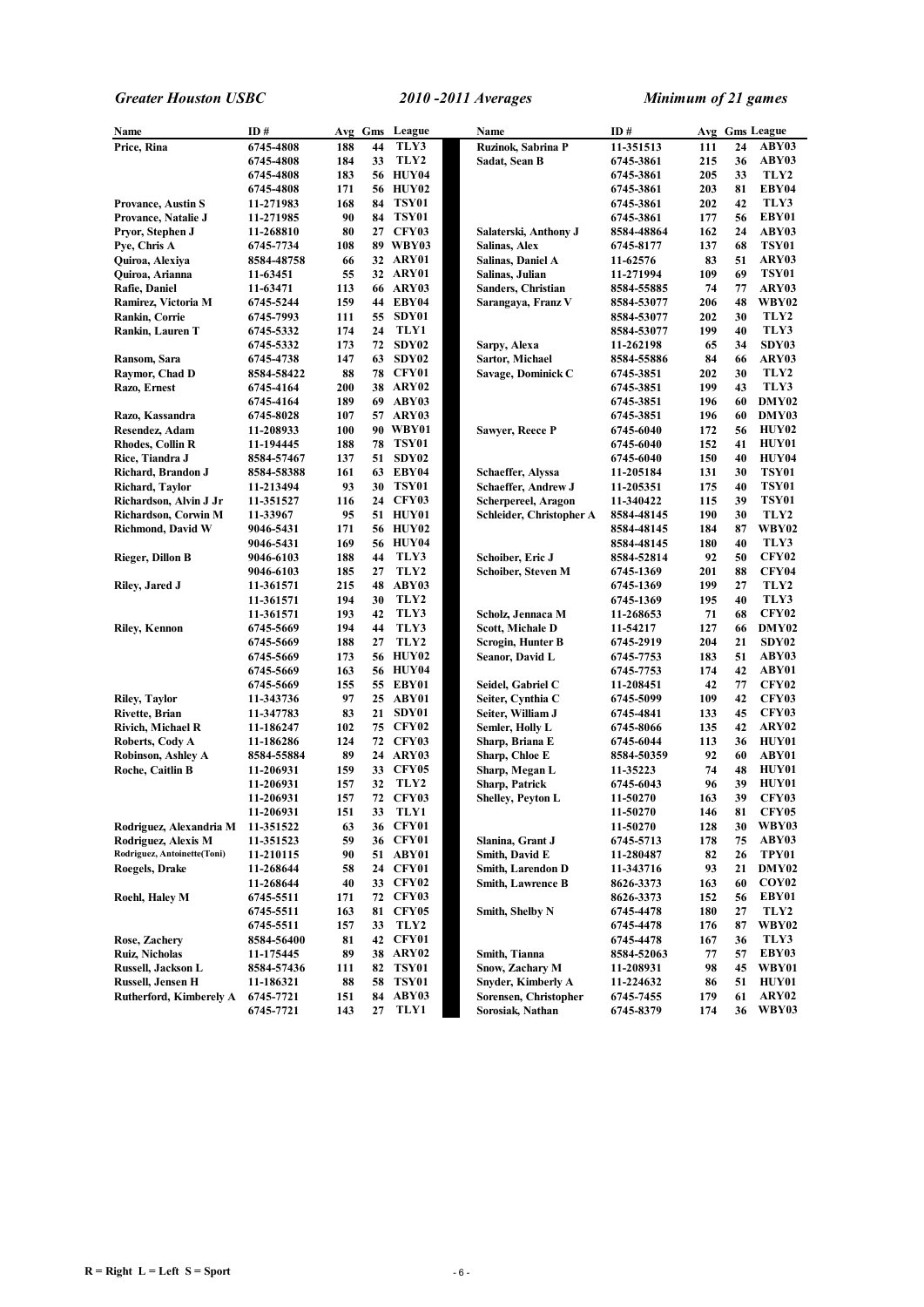*Greater Houston USBC* *2010 -2011 Averages* *Minimum of 21 games*

| Name | ID # | Avg | Gms | League |
|---|---|---|---|---|
| Price, Rina | 6745-4808 | 188 | 44 | TLY3 |
| | 6745-4808 | 184 | 33 | TLY2 |
| | 6745-4808 | 183 | 56 | HUY04 |
| | 6745-4808 | 171 | 56 | HUY02 |
| Provance, Austin S | 11-271983 | 168 | 84 | TSY01 |
| Provance, Natalie J | 11-271985 | 90 | 84 | TSY01 |
| Pryor, Stephen J | 11-268810 | 80 | 27 | CFY03 |
| Pye, Chris A | 6745-7734 | 108 | 89 | WBY03 |
| Quiroa, Alexiya | 8584-48758 | 66 | 32 | ARY01 |
| Quiroa, Arianna | 11-63451 | 55 | 32 | ARY01 |
| Rafie, Daniel | 11-63471 | 113 | 66 | ARY03 |
| Ramirez, Victoria M | 6745-5244 | 159 | 44 | EBY04 |
| Rankin, Corrie | 6745-7993 | 111 | 55 | SDY01 |
| Rankin, Lauren T | 6745-5332 | 174 | 24 | TLY1 |
| | 6745-5332 | 173 | 72 | SDY02 |
| Ransom, Sara | 6745-4738 | 147 | 63 | SDY02 |
| Raymor, Chad D | 8584-58422 | 88 | 78 | CFY01 |
| Razo, Ernest | 6745-4164 | 200 | 38 | ARY02 |
| | 6745-4164 | 189 | 69 | ABY03 |
| Razo, Kassandra | 6745-8028 | 107 | 57 | ARY03 |
| Resendez, Adam | 11-208933 | 100 | 90 | WBY01 |
| Rhodes, Collin R | 11-194445 | 188 | 78 | TSY01 |
| Rice, Tiandra J | 8584-57467 | 137 | 51 | SDY02 |
| Richard, Brandon J | 8584-58388 | 161 | 63 | EBY04 |
| Richard, Taylor | 11-213494 | 93 | 30 | TSY01 |
| Richardson, Alvin J Jr | 11-351527 | 116 | 24 | CFY03 |
| Richardson, Corwin M | 11-33967 | 95 | 51 | HUY01 |
| Richmond, David W | 9046-5431 | 171 | 56 | HUY02 |
| | 9046-5431 | 169 | 56 | HUY04 |
| Rieger, Dillon B | 9046-6103 | 188 | 44 | TLY3 |
| | 9046-6103 | 185 | 27 | TLY2 |
| Riley, Jared J | 11-361571 | 215 | 48 | ABY03 |
| | 11-361571 | 194 | 30 | TLY2 |
| | 11-361571 | 193 | 42 | TLY3 |
| Riley, Kennon | 6745-5669 | 194 | 44 | TLY3 |
| | 6745-5669 | 188 | 27 | TLY2 |
| | 6745-5669 | 173 | 56 | HUY02 |
| | 6745-5669 | 163 | 56 | HUY04 |
| | 6745-5669 | 155 | 55 | EBY01 |
| Riley, Taylor | 11-343736 | 97 | 25 | ABY01 |
| Rivette, Brian | 11-347783 | 83 | 21 | SDY01 |
| Rivich, Michael R | 11-186247 | 102 | 75 | CFY02 |
| Roberts, Cody A | 11-186286 | 124 | 72 | CFY03 |
| Robinson, Ashley A | 8584-55884 | 89 | 24 | ARY03 |
| Roche, Caitlin B | 11-206931 | 159 | 33 | CFY05 |
| | 11-206931 | 157 | 32 | TLY2 |
| | 11-206931 | 157 | 72 | CFY03 |
| | 11-206931 | 151 | 33 | TLY1 |
| Rodriguez, Alexandria M | 11-351522 | 63 | 36 | CFY01 |
| Rodriguez, Alexis M | 11-351523 | 59 | 36 | CFY01 |
| Rodriguez, Antoinette(Toni) | 11-210115 | 90 | 51 | ABY01 |
| Roegels, Drake | 11-268644 | 58 | 24 | CFY01 |
| | 11-268644 | 40 | 33 | CFY02 |
| Roehl, Haley M | 6745-5511 | 171 | 72 | CFY03 |
| | 6745-5511 | 163 | 81 | CFY05 |
| | 6745-5511 | 157 | 33 | TLY2 |
| Rose, Zachery | 8584-56400 | 81 | 42 | CFY01 |
| Ruiz, Nicholas | 11-175445 | 89 | 38 | ARY02 |
| Russell, Jackson L | 8584-57436 | 111 | 82 | TSY01 |
| Russell, Jensen H | 11-186321 | 88 | 58 | TSY01 |
| Rutherford, Kimberely A | 6745-7721 | 151 | 84 | ABY03 |
| | 6745-7721 | 143 | 27 | TLY1 |
| Ruzinok, Sabrina P | 11-351513 | 111 | 24 | ABY03 |
| Sadat, Sean B | 6745-3861 | 215 | 36 | ABY03 |
| | 6745-3861 | 205 | 33 | TLY2 |
| | 6745-3861 | 203 | 81 | EBY04 |
| | 6745-3861 | 202 | 42 | TLY3 |
| | 6745-3861 | 177 | 56 | EBY01 |
| Salaterski, Anthony J | 8584-48864 | 162 | 24 | ABY03 |
| Salinas, Alex | 6745-8177 | 137 | 68 | TSY01 |
| Salinas, Daniel A | 11-62576 | 83 | 51 | ARY03 |
| Salinas, Julian | 11-271994 | 109 | 69 | TSY01 |
| Sanders, Christian | 8584-55885 | 74 | 77 | ARY03 |
| Sarangaya, Franz V | 8584-53077 | 206 | 48 | WBY02 |
| | 8584-53077 | 202 | 30 | TLY2 |
| | 8584-53077 | 199 | 40 | TLY3 |
| Sarpy, Alexa | 11-262198 | 65 | 34 | SDY03 |
| Sartor, Michael | 8584-55886 | 84 | 66 | ARY03 |
| Savage, Dominick C | 6745-3851 | 202 | 30 | TLY2 |
| | 6745-3851 | 199 | 43 | TLY3 |
| | 6745-3851 | 196 | 60 | DMY02 |
| | 6745-3851 | 196 | 60 | DMY03 |
| Sawyer, Reece P | 6745-6040 | 172 | 56 | HUY02 |
| | 6745-6040 | 152 | 41 | HUY01 |
| | 6745-6040 | 150 | 40 | HUY04 |
| Schaeffer, Alyssa | 11-205184 | 131 | 30 | TSY01 |
| Schaeffer, Andrew J | 11-205351 | 175 | 40 | TSY01 |
| Scherpereel, Aragon | 11-340422 | 115 | 39 | TSY01 |
| Schleider, Christopher A | 8584-48145 | 190 | 30 | TLY2 |
| | 8584-48145 | 184 | 87 | WBY02 |
| | 8584-48145 | 180 | 40 | TLY3 |
| Schoiber, Eric J | 8584-52814 | 92 | 50 | CFY02 |
| Schoiber, Steven M | 6745-1369 | 201 | 88 | CFY04 |
| | 6745-1369 | 199 | 27 | TLY2 |
| | 6745-1369 | 195 | 40 | TLY3 |
| Scholz, Jennaca M | 11-268653 | 71 | 68 | CFY02 |
| Scott, Michale D | 11-54217 | 127 | 66 | DMY02 |
| Scrogin, Hunter B | 6745-2919 | 204 | 21 | SDY02 |
| Seanor, David L | 6745-7753 | 183 | 51 | ABY03 |
| | 6745-7753 | 174 | 42 | ABY01 |
| Seidel, Gabriel C | 11-208451 | 42 | 77 | CFY02 |
| Seiter, Cynthia C | 6745-5099 | 109 | 42 | CFY03 |
| Seiter, William J | 6745-4841 | 133 | 45 | CFY03 |
| Semler, Holly L | 6745-8066 | 135 | 42 | ARY02 |
| Sharp, Briana E | 6745-6044 | 113 | 36 | HUY01 |
| Sharp, Chloe E | 8584-50359 | 92 | 60 | ABY01 |
| Sharp, Megan L | 11-35223 | 74 | 48 | HUY01 |
| Sharp, Patrick | 6745-6043 | 96 | 39 | HUY01 |
| Shelley, Peyton L | 11-50270 | 163 | 39 | CFY03 |
| | 11-50270 | 146 | 81 | CFY05 |
| | 11-50270 | 128 | 30 | WBY03 |
| Slanina, Grant J | 6745-5713 | 178 | 75 | ABY03 |
| Smith, David E | 11-280487 | 82 | 26 | TPY01 |
| Smith, Larendon D | 11-343716 | 93 | 21 | DMY02 |
| Smith, Lawrence B | 8626-3373 | 163 | 60 | COY02 |
| | 8626-3373 | 152 | 56 | EBY01 |
| Smith, Shelby N | 6745-4478 | 180 | 27 | TLY2 |
| | 6745-4478 | 176 | 87 | WBY02 |
| | 6745-4478 | 167 | 36 | TLY3 |
| Smith, Tianna | 8584-52063 | 77 | 57 | EBY03 |
| Snow, Zachary M | 11-208931 | 98 | 45 | WBY01 |
| Snyder, Kimberly A | 11-224632 | 86 | 51 | HUY01 |
| Sorensen, Christopher | 6745-7455 | 179 | 61 | ARY02 |
| Sorosiak, Nathan | 6745-8379 | 174 | 36 | WBY03 |

R = Right L = Left S = Sport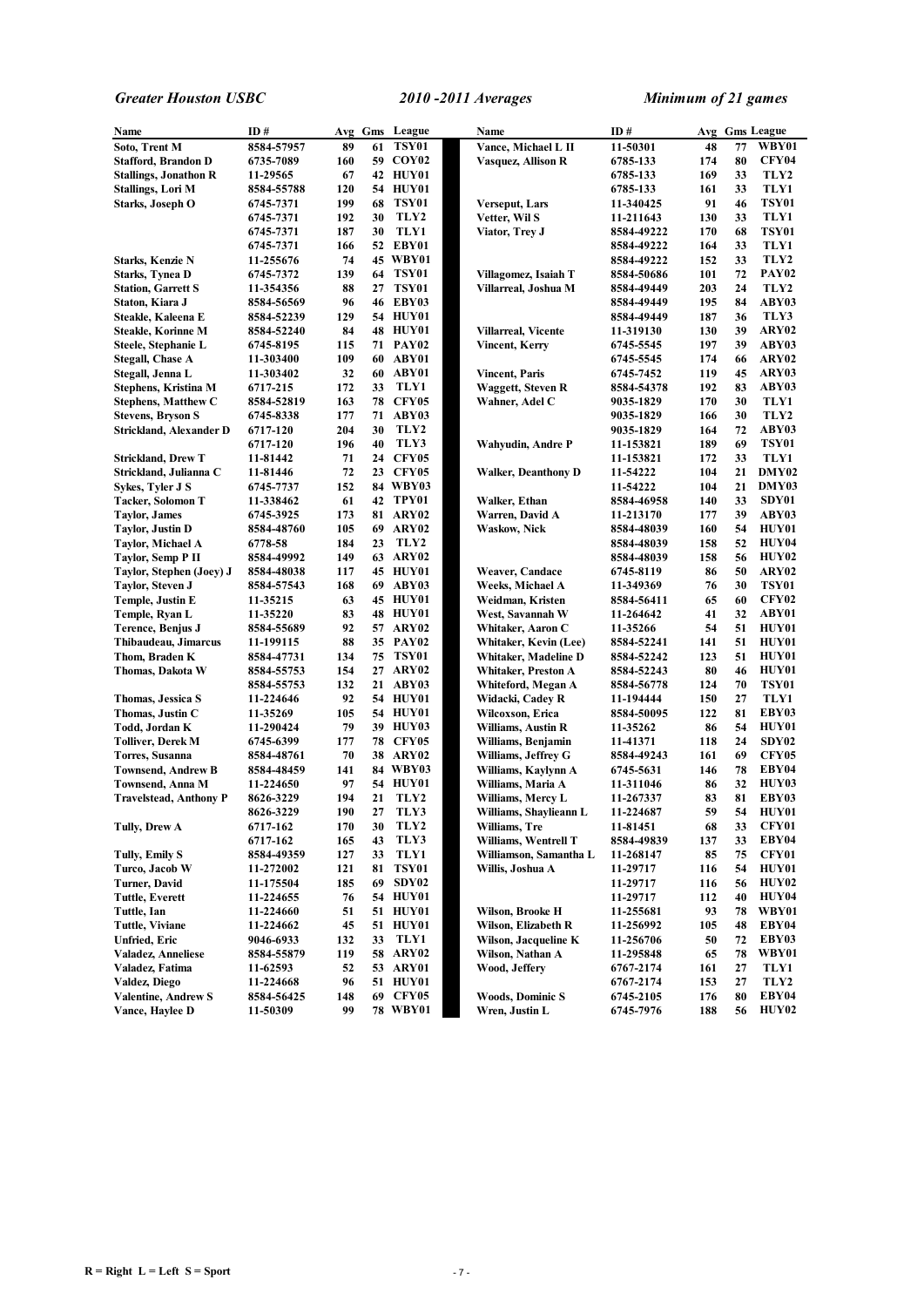*Greater Houston USBC* *2010 -2011 Averages* *Minimum of 21 games*

| Name | ID # | Avg | Gms | League |
|---|---|---|---|---|
| Soto, Trent M | 8584-57957 | 89 | 61 | TSY01 |
| Stafford, Brandon D | 6735-7089 | 160 | 59 | COY02 |
| Stallings, Jonathon R | 11-29565 | 67 | 42 | HUY01 |
| Stallings, Lori M | 8584-55788 | 120 | 54 | HUY01 |
| Starks, Joseph O | 6745-7371 | 199 | 68 | TSY01 |
| | 6745-7371 | 192 | 30 | TLY2 |
| | 6745-7371 | 187 | 30 | TLY1 |
| | 6745-7371 | 166 | 52 | EBY01 |
| Starks, Kenzie N | 11-255676 | 74 | 45 | WBY01 |
| Starks, Tynea D | 6745-7372 | 139 | 64 | TSY01 |
| Station, Garrett S | 11-354356 | 88 | 27 | TSY01 |
| Staton, Kiara J | 8584-56569 | 96 | 46 | EBY03 |
| Steakle, Kaleena E | 8584-52239 | 129 | 54 | HUY01 |
| Steakle, Korinne M | 8584-52240 | 84 | 48 | HUY01 |
| Steele, Stephanie L | 6745-8195 | 115 | 71 | PAY02 |
| Stegall, Chase A | 11-303400 | 109 | 60 | ABY01 |
| Stegall, Jenna L | 11-303402 | 32 | 60 | ABY01 |
| Stephens, Kristina M | 6717-215 | 172 | 33 | TLY1 |
| Stephens, Matthew C | 8584-52819 | 163 | 78 | CFY05 |
| Stevens, Bryson S | 6745-8338 | 177 | 71 | ABY03 |
| Strickland, Alexander D | 6717-120 | 204 | 30 | TLY2 |
| | 6717-120 | 196 | 40 | TLY3 |
| Strickland, Drew T | 11-81442 | 71 | 24 | CFY05 |
| Strickland, Julianna C | 11-81446 | 72 | 23 | CFY05 |
| Sykes, Tyler J S | 6745-7737 | 152 | 84 | WBY03 |
| Tacker, Solomon T | 11-338462 | 61 | 42 | TPY01 |
| Taylor, James | 6745-3925 | 173 | 81 | ARY02 |
| Taylor, Justin D | 8584-48760 | 105 | 69 | ARY02 |
| Taylor, Michael A | 6778-58 | 184 | 23 | TLY2 |
| Taylor, Semp P II | 8584-49992 | 149 | 63 | ARY02 |
| Taylor, Stephen (Joey) J | 8584-48038 | 117 | 45 | HUY01 |
| Taylor, Steven J | 8584-57543 | 168 | 69 | ABY03 |
| Temple, Justin E | 11-35215 | 63 | 45 | HUY01 |
| Temple, Ryan L | 11-35220 | 83 | 48 | HUY01 |
| Terence, Benjus J | 8584-55689 | 92 | 57 | ARY02 |
| Thibaudeau, Jimarcus | 11-199115 | 88 | 35 | PAY02 |
| Thom, Braden K | 8584-47731 | 134 | 75 | TSY01 |
| Thomas, Dakota W | 8584-55753 | 154 | 27 | ARY02 |
| | 8584-55753 | 132 | 21 | ABY03 |
| Thomas, Jessica S | 11-224646 | 92 | 54 | HUY01 |
| Thomas, Justin C | 11-35269 | 105 | 54 | HUY01 |
| Todd, Jordan K | 11-290424 | 79 | 39 | HUY03 |
| Tolliver, Derek M | 6745-6399 | 177 | 78 | CFY05 |
| Torres, Susanna | 8584-48761 | 70 | 38 | ARY02 |
| Townsend, Andrew B | 8584-48459 | 141 | 84 | WBY03 |
| Townsend, Anna M | 11-224650 | 97 | 54 | HUY01 |
| Travelstead, Anthony P | 8626-3229 | 194 | 21 | TLY2 |
| | 8626-3229 | 190 | 27 | TLY3 |
| Tully, Drew A | 6717-162 | 170 | 30 | TLY2 |
| | 6717-162 | 165 | 43 | TLY3 |
| Tully, Emily S | 8584-49359 | 127 | 33 | TLY1 |
| Turco, Jacob W | 11-272002 | 121 | 81 | TSY01 |
| Turner, David | 11-175504 | 185 | 69 | SDY02 |
| Tuttle, Everett | 11-224655 | 76 | 54 | HUY01 |
| Tuttle, Ian | 11-224660 | 51 | 51 | HUY01 |
| Tuttle, Viviane | 11-224662 | 45 | 51 | HUY01 |
| Unfried, Eric | 9046-6933 | 132 | 33 | TLY1 |
| Valadez, Anneliese | 8584-55879 | 119 | 58 | ARY02 |
| Valadez, Fatima | 11-62593 | 52 | 53 | ARY01 |
| Valdez, Diego | 11-224668 | 96 | 51 | HUY01 |
| Valentine, Andrew S | 8584-56425 | 148 | 69 | CFY05 |
| Vance, Haylee D | 11-50309 | 99 | 78 | WBY01 |
| Vance, Michael L II | 11-50301 | 48 | 77 | WBY01 |
| Vasquez, Allison R | 6785-133 | 174 | 80 | CFY04 |
| | 6785-133 | 169 | 33 | TLY2 |
| | 6785-133 | 161 | 33 | TLY1 |
| Verseput, Lars | 11-340425 | 91 | 46 | TSY01 |
| Vetter, Wil S | 11-211643 | 130 | 33 | TLY1 |
| Viator, Trey J | 8584-49222 | 170 | 68 | TSY01 |
| | 8584-49222 | 164 | 33 | TLY1 |
| | 8584-49222 | 152 | 33 | TLY2 |
| Villagomez, Isaiah T | 8584-50686 | 101 | 72 | PAY02 |
| Villarreal, Joshua M | 8584-49449 | 203 | 24 | TLY2 |
| | 8584-49449 | 195 | 84 | ABY03 |
| | 8584-49449 | 187 | 36 | TLY3 |
| Villarreal, Vicente | 11-319130 | 130 | 39 | ARY02 |
| Vincent, Kerry | 6745-5545 | 197 | 39 | ABY03 |
| | 6745-5545 | 174 | 66 | ARY02 |
| Vincent, Paris | 6745-7452 | 119 | 45 | ARY03 |
| Waggett, Steven R | 8584-54378 | 192 | 83 | ABY03 |
| Wahner, Adel C | 9035-1829 | 170 | 30 | TLY1 |
| | 9035-1829 | 166 | 30 | TLY2 |
| | 9035-1829 | 164 | 72 | ABY03 |
| Wahyudin, Andre P | 11-153821 | 189 | 69 | TSY01 |
| | 11-153821 | 172 | 33 | TLY1 |
| Walker, Deanthony D | 11-54222 | 104 | 21 | DMY02 |
| | 11-54222 | 104 | 21 | DMY03 |
| Walker, Ethan | 8584-46958 | 140 | 33 | SDY01 |
| Warren, David A | 11-213170 | 177 | 39 | ABY03 |
| Waskow, Nick | 8584-48039 | 160 | 54 | HUY01 |
| | 8584-48039 | 158 | 52 | HUY04 |
| | 8584-48039 | 158 | 56 | HUY02 |
| Weaver, Candace | 6745-8119 | 86 | 50 | ARY02 |
| Weeks, Michael A | 11-349369 | 76 | 30 | TSY01 |
| Weidman, Kristen | 8584-56411 | 65 | 60 | CFY02 |
| West, Savannah W | 11-264642 | 41 | 32 | ABY01 |
| Whitaker, Aaron C | 11-35266 | 54 | 51 | HUY01 |
| Whitaker, Kevin (Lee) | 8584-52241 | 141 | 51 | HUY01 |
| Whitaker, Madeline D | 8584-52242 | 123 | 51 | HUY01 |
| Whitaker, Preston A | 8584-52243 | 80 | 46 | HUY01 |
| Whiteford, Megan A | 8584-56778 | 124 | 70 | TSY01 |
| Widacki, Cadey R | 11-194444 | 150 | 27 | TLY1 |
| Wilcoxson, Erica | 8584-50095 | 122 | 81 | EBY03 |
| Williams, Austin R | 11-35262 | 86 | 54 | HUY01 |
| Williams, Benjamin | 11-41371 | 118 | 24 | SDY02 |
| Williams, Jeffrey G | 8584-49243 | 161 | 69 | CFY05 |
| Williams, Kaylynn A | 6745-5631 | 146 | 78 | EBY04 |
| Williams, Maria A | 11-311046 | 86 | 32 | HUY03 |
| Williams, Mercy L | 11-267337 | 83 | 81 | EBY03 |
| Williams, Shaylieann L | 11-224687 | 59 | 54 | HUY01 |
| Williams, Tre | 11-81451 | 68 | 33 | CFY01 |
| Williams, Wentrell T | 8584-49839 | 137 | 33 | EBY04 |
| Williamson, Samantha L | 11-268147 | 85 | 75 | CFY01 |
| Willis, Joshua A | 11-29717 | 116 | 54 | HUY01 |
| | 11-29717 | 116 | 56 | HUY02 |
| | 11-29717 | 112 | 40 | HUY04 |
| Wilson, Brooke H | 11-255681 | 93 | 78 | WBY01 |
| Wilson, Elizabeth R | 11-256992 | 105 | 48 | EBY04 |
| Wilson, Jacqueline K | 11-256706 | 50 | 72 | EBY03 |
| Wilson, Nathan A | 11-295848 | 65 | 78 | WBY01 |
| Wood, Jeffery | 6767-2174 | 161 | 27 | TLY1 |
| | 6767-2174 | 153 | 27 | TLY2 |
| Woods, Dominic S | 6745-2105 | 176 | 80 | EBY04 |
| Wren, Justin L | 6745-7976 | 188 | 56 | HUY02 |

**R = Right L = Left S = Sport**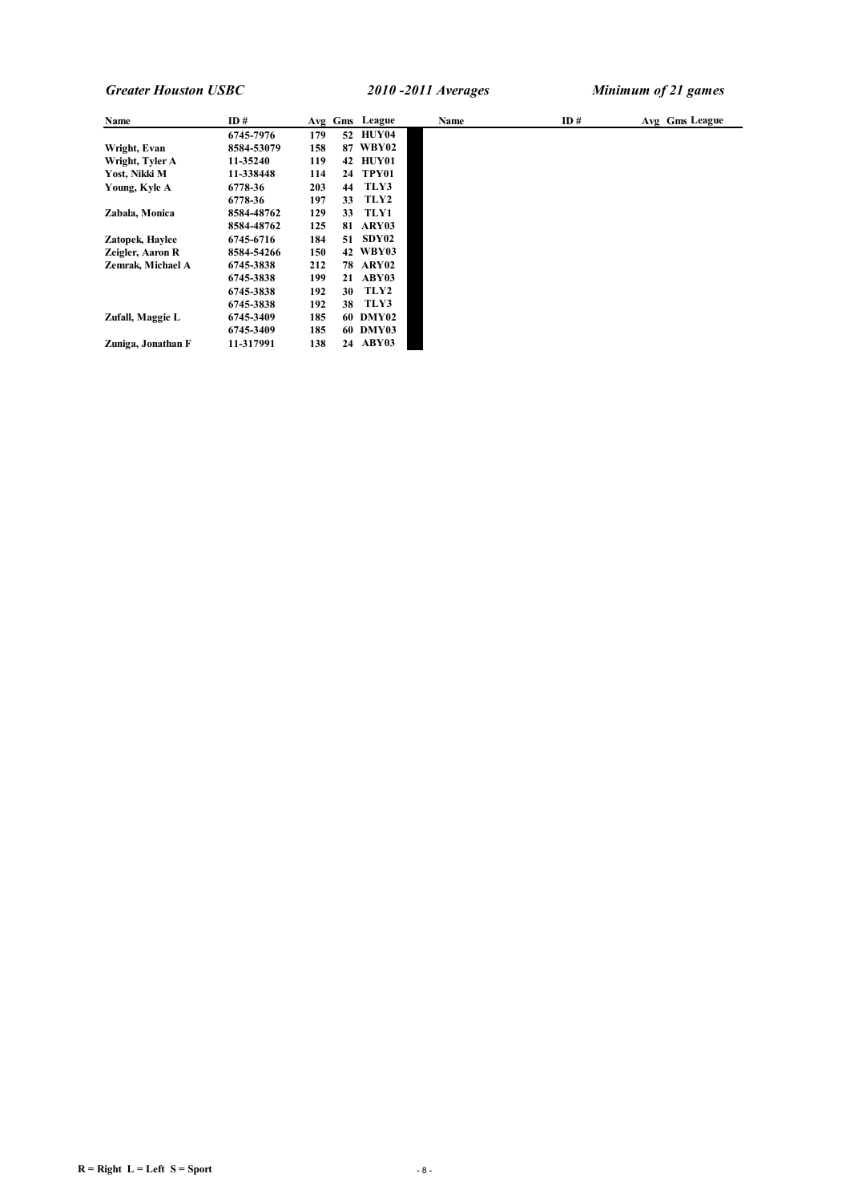*Greater Houston USBC* *2010 -2011 Averages* *Minimum of 21 games*

| Name | ID # | Avg | Gms | League | Name | ID # | Avg | Gms | League |
|---|---|---|---|---|---|---|---|---|---|
| | 6745-7976 | 179 | 52 | HUY04 | | | | | |
| Wright, Evan | 8584-53079 | 158 | 87 | WBY02 | | | | | |
| Wright, Tyler A | 11-35240 | 119 | 42 | HUY01 | | | | | |
| Yost, Nikki M | 11-338448 | 114 | 24 | TPY01 | | | | | |
| Young, Kyle A | 6778-36 | 203 | 44 | TLY3 | | | | | |
| | 6778-36 | 197 | 33 | TLY2 | | | | | |
| Zabala, Monica | 8584-48762 | 129 | 33 | TLY1 | | | | | |
| | 8584-48762 | 125 | 81 | ARY03 | | | | | |
| Zatopek, Haylee | 6745-6716 | 184 | 51 | SDY02 | | | | | |
| Zeigler, Aaron R | 8584-54266 | 150 | 42 | WBY03 | | | | | |
| Zemrak, Michael A | 6745-3838 | 212 | 78 | ARY02 | | | | | |
| | 6745-3838 | 199 | 21 | ABY03 | | | | | |
| | 6745-3838 | 192 | 30 | TLY2 | | | | | |
| | 6745-3838 | 192 | 38 | TLY3 | | | | | |
| Zufall, Maggie L | 6745-3409 | 185 | 60 | DMY02 | | | | | |
| | 6745-3409 | 185 | 60 | DMY03 | | | | | |
| Zuniga, Jonathan F | 11-317991 | 138 | 24 | ABY03 | | | | | |

**R = Right L = Left S = Sport**